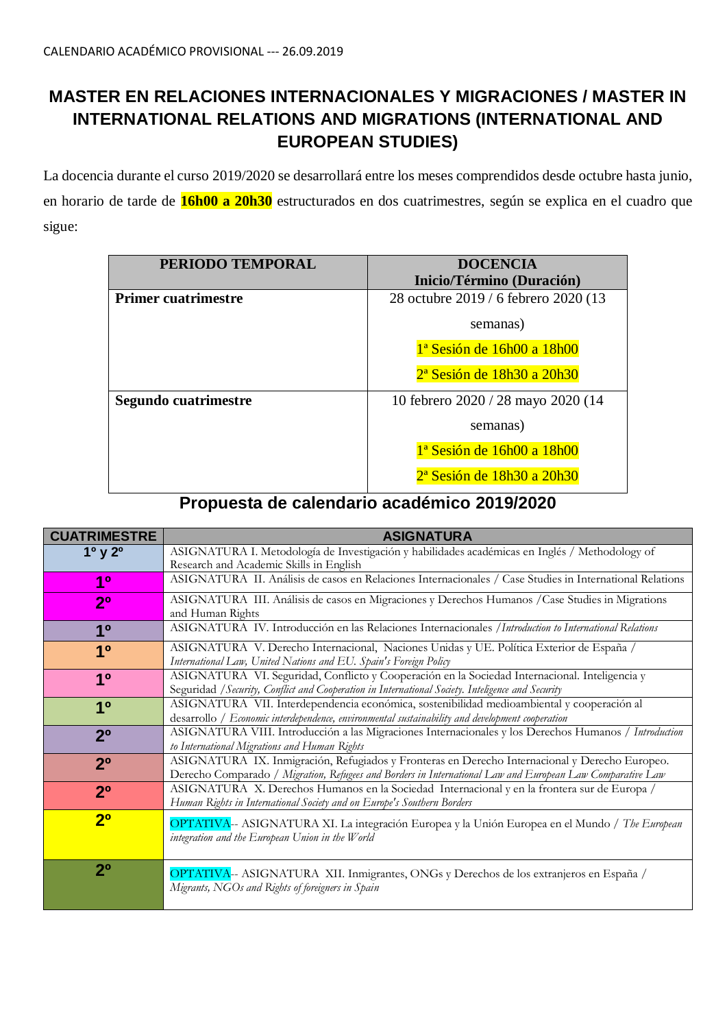CALENDARIO ACADÉMICO PROVISIONAL --- 26.09.2019

# MASTER EN RELACIONES INTERNACIONALES Y MIGRACIONES / MASTER IN INTERNATIONAL RELATIONS AND MIGRATIONS (INTERNATIONAL AND EUROPEAN STUDIES)

La docencia durante el curso 2019/2020 se desarrollará entre los meses comprendidos desde octubre hasta junio, en horario de tarde de **16h00 a 20h30** estructurados en dos cuatrimestres, según se explica en el cuadro que sigue:

| PERIODO TEMPORAL | DOCENCIA Inicio/Término (Duración) |
|---|---|
| **Primer cuatrimestre** | 28 octubre 2019 / 6 febrero 2020 (13 semanas)<br>1ª Sesión de 16h00 a 18h00<br>2ª Sesión de 18h30 a 20h30 |
| **Segundo cuatrimestre** | 10 febrero 2020 / 28 mayo 2020 (14 semanas)<br>1ª Sesión de 16h00 a 18h00<br>2ª Sesión de 18h30 a 20h30 |

## Propuesta de calendario académico 2019/2020

| CUATRIMESTRE | ASIGNATURA |
|---|---|
| 1º y 2º | ASIGNATURA I. Metodología de Investigación y habilidades académicas en Inglés / Methodology of Research and Academic Skills in English |
| 1º | ASIGNATURA II. Análisis de casos en Relaciones Internacionales / Case Studies in International Relations |
| 2º | ASIGNATURA III. Análisis de casos en Migraciones y Derechos Humanos /Case Studies in Migrations and Human Rights |
| 1º | ASIGNATURA IV. Introducción en las Relaciones Internacionales /*Introduction to International Relations* |
| 1º | ASIGNATURA V. Derecho Internacional, Naciones Unidas y UE. Política Exterior de España / *International Law, United Nations and EU. Spain's Foreign Policy* |
| 1º | ASIGNATURA VI. Seguridad, Conflicto y Cooperación en la Sociedad Internacional. Inteligencia y Seguridad /*Security, Conflict and Cooperation in International Society. Inteligence and Security* |
| 1º | ASIGNATURA VII. Interdependencia económica, sostenibilidad medioambiental y cooperación al desarrollo / *Economic interdependence, environmental sustainability and development cooperation* |
| 2º | ASIGNATURA VIII. Introducción a las Migraciones Internacionales y los Derechos Humanos / *Introduction to International Migrations and Human Rights* |
| 2º | ASIGNATURA IX. Inmigración, Refugiados y Fronteras en Derecho Internacional y Derecho Europeo. Derecho Comparado / *Migration, Refugees and Borders in International Law and European Law Comparative Law* |
| 2º | ASIGNATURA X. Derechos Humanos en la Sociedad Internacional y en la frontera sur de Europa / *Human Rights in International Society and on Europe's Southern Borders* |
| 2º | OPTATIVA-- ASIGNATURA XI. La integración Europea y la Unión Europea en el Mundo / *The European integration and the European Union in the World* |
| 2º | OPTATIVA-- ASIGNATURA XII. Inmigrantes, ONGs y Derechos de los extranjeros en España / *Migrants, NGOs and Rights of foreigners in Spain* |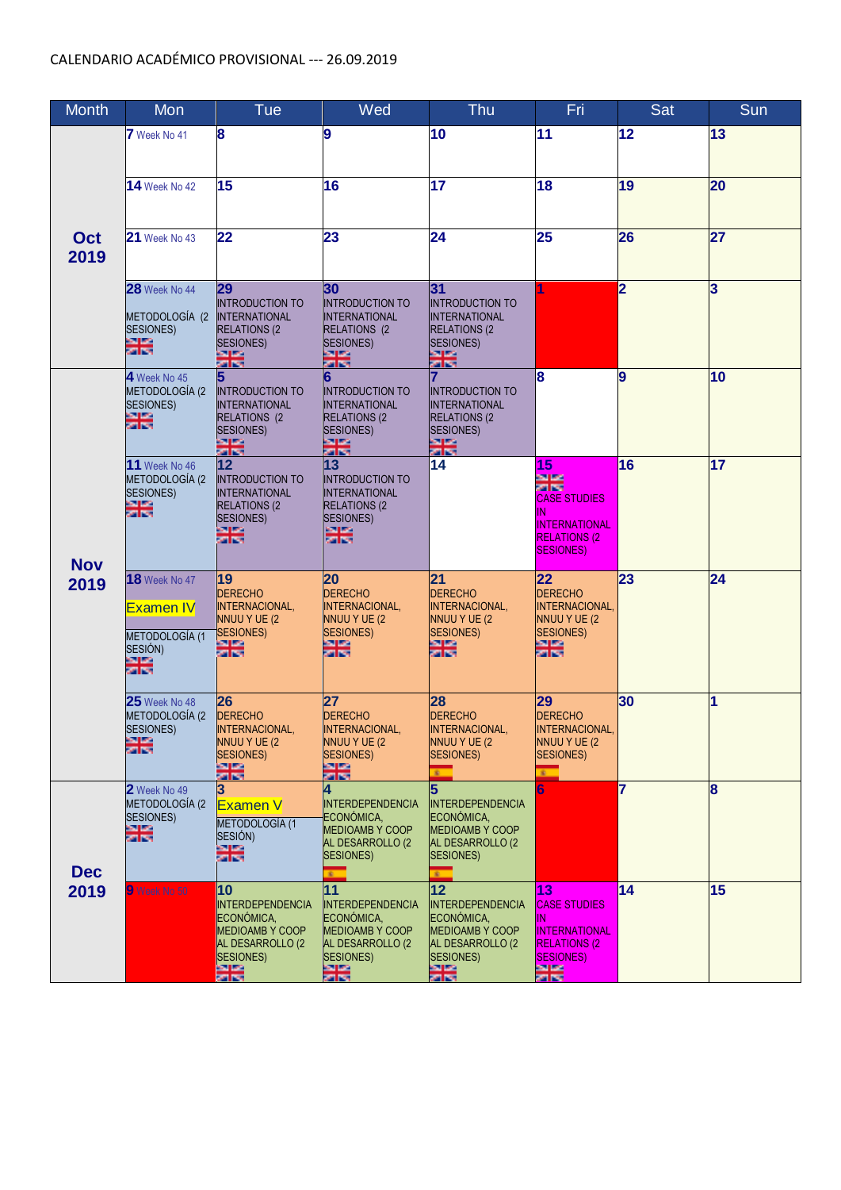CALENDARIO ACADÉMICO PROVISIONAL --- 26.09.2019

| Month | Mon | Tue | Wed | Thu | Fri | Sat | Sun |
|---|---|---|---|---|---|---|---|
| Oct 2019 | 7 Week No 41 | 8 | 9 | 10 | 11 | 12 | 13 |
| | 14 Week No 42 | 15 | 16 | 17 | 18 | 19 | 20 |
| | 21 Week No 43 | 22 | 23 | 24 | 25 | 26 | 27 |
| | 28 Week No 44 METODOLOGÍA (2 SESIONES) | 29 INTRODUCTION TO INTERNATIONAL RELATIONS (2 SESIONES) | 30 INTRODUCTION TO INTERNATIONAL RELATIONS (2 SESIONES) | 31 INTRODUCTION TO INTERNATIONAL RELATIONS (2 SESIONES) | 1 | 2 | 3 |
| Nov 2019 | 4 Week No 45 METODOLOGÍA (2 SESIONES) | 5 INTRODUCTION TO INTERNATIONAL RELATIONS (2 SESIONES) | 6 INTRODUCTION TO INTERNATIONAL RELATIONS (2 SESIONES) | 7 INTRODUCTION TO INTERNATIONAL RELATIONS (2 SESIONES) | 8 | 9 | 10 |
| | 11 Week No 46 METODOLOGÍA (2 SESIONES) | 12 INTRODUCTION TO INTERNATIONAL RELATIONS (2 SESIONES) | 13 INTRODUCTION TO INTERNATIONAL RELATIONS (2 SESIONES) | 14 | 15 CASE STUDIES IN INTERNATIONAL RELATIONS (2 SESIONES) | 16 | 17 |
| | 18 Week No 47 Examen IV METODOLOGÍA (1 SESIÓN) | 19 DERECHO INTERNACIONAL, NNUU Y UE (2 SESIONES) | 20 DERECHO INTERNACIONAL, NNUU Y UE (2 SESIONES) | 21 DERECHO INTERNACIONAL, NNUU Y UE (2 SESIONES) | 22 DERECHO INTERNACIONAL, NNUU Y UE (2 SESIONES) | 23 | 24 |
| | 25 Week No 48 METODOLOGÍA (2 SESIONES) | 26 DERECHO INTERNACIONAL, NNUU Y UE (2 SESIONES) | 27 DERECHO INTERNACIONAL, NNUU Y UE (2 SESIONES) | 28 DERECHO INTERNACIONAL, NNUU Y UE (2 SESIONES) | 29 DERECHO INTERNACIONAL, NNUU Y UE (2 SESIONES) | 30 | 1 |
| Dec 2019 | 2 Week No 49 METODOLOGÍA (2 SESIONES) | 3 Examen V METODOLOGÍA (1 SESIÓN) | 4 INTERDEPENDENCIA ECONÓMICA, MEDIOAMB Y COOP AL DESARROLLO (2 SESIONES) | 5 INTERDEPENDENCIA ECONÓMICA, MEDIOAMB Y COOP AL DESARROLLO (2 SESIONES) | 6 | 7 | 8 |
| | 9 Week No 50 | 10 INTERDEPENDENCIA ECONÓMICA, MEDIOAMB Y COOP AL DESARROLLO (2 SESIONES) | 11 INTERDEPENDENCIA ECONÓMICA, MEDIOAMB Y COOP AL DESARROLLO (2 SESIONES) | 12 INTERDEPENDENCIA ECONÓMICA, MEDIOAMB Y COOP AL DESARROLLO (2 SESIONES) | 13 CASE STUDIES IN INTERNATIONAL RELATIONS (2 SESIONES) | 14 | 15 |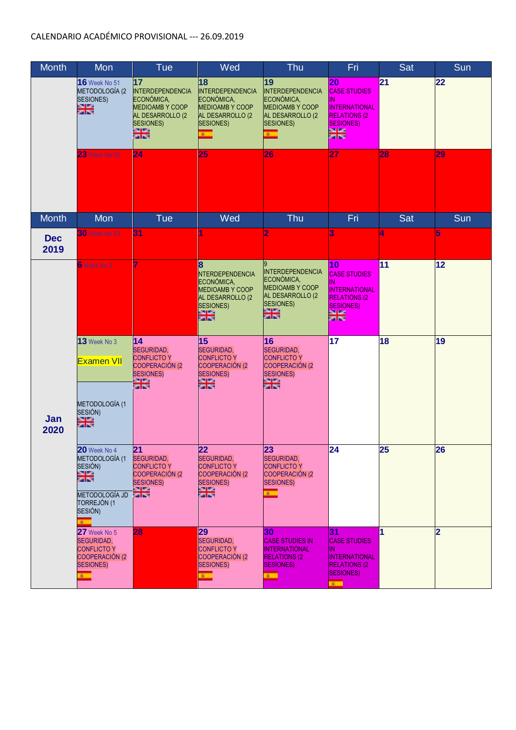CALENDARIO ACADÉMICO PROVISIONAL --- 26.09.2019

| Month | Mon | Tue | Wed | Thu | Fri | Sat | Sun |
|---|---|---|---|---|---|---|---|
| | 16 Week No 51 METODOLOGÍA (2 SESIONES) | 17 INTERDEPENDENCIA ECONÓMICA, MEDIOAMB Y COOP AL DESARROLLO (2 SESIONES) | 18 INTERDEPENDENCIA ECONÓMICA, MEDIOAMB Y COOP AL DESARROLLO (2 SESIONES) | 19 INTERDEPENDENCIA ECONÓMICA, MEDIOAMB Y COOP AL DESARROLLO (2 SESIONES) | 20 CASE STUDIES IN INTERNATIONAL RELATIONS (2 SESIONES) | 21 | 22 |
| | 23 Week No 52 | 24 | 25 | 26 | 27 | 28 | 29 |

| Month | Mon | Tue | Wed | Thu | Fri | Sat | Sun |
|---|---|---|---|---|---|---|---|
| Dec 2019 | 30 Week No 53 | 31 | 1 | 2 | 3 | 4 | 5 |
| Jan 2020 | 6 Week No 2 | 7 | 8 NTERDEPENDENCIA ECONÓMICA, MEDIOAMB Y COOP AL DESARROLLO (2 SESIONES) | 9 INTERDEPENDENCIA ECONÓMICA, MEDIOAMB Y COOP AL DESARROLLO (2 SESIONES) | 10 CASE STUDIES IN INTERNATIONAL RELATIONS (2 SESIONES) | 11 | 12 |
| | 13 Week No 3 Examen VII / METODOLOGÍA (1 SESIÓN) | 14 SEGURIDAD, CONFLICTO Y COOPERACIÓN (2 SESIONES) | 15 SEGURIDAD, CONFLICTO Y COOPERACIÓN (2 SESIONES) | 16 SEGURIDAD, CONFLICTO Y COOPERACIÓN (2 SESIONES) | 17 | 18 | 19 |
| | 20 Week No 4 METODOLOGÍA (1 SESIÓN) / METODOLOGÍA JD TORREJÓN (1 SESIÓN) | 21 SEGURIDAD, CONFLICTO Y COOPERACIÓN (2 SESIONES) | 22 SEGURIDAD, CONFLICTO Y COOPERACIÓN (2 SESIONES) | 23 SEGURIDAD, CONFLICTO Y COOPERACIÓN (2 SESIONES) | 24 | 25 | 26 |
| | 27 Week No 5 SEGURIDAD, CONFLICTO Y COOPERACIÓN (2 SESIONES) | 28 | 29 SEGURIDAD, CONFLICTO Y COOPERACIÓN (2 SESIONES) | 30 CASE STUDIES IN INTERNATIONAL RELATIONS (2 SESIONES) | 31 CASE STUDIES IN INTERNATIONAL RELATIONS (2 SESIONES) | 1 | 2 |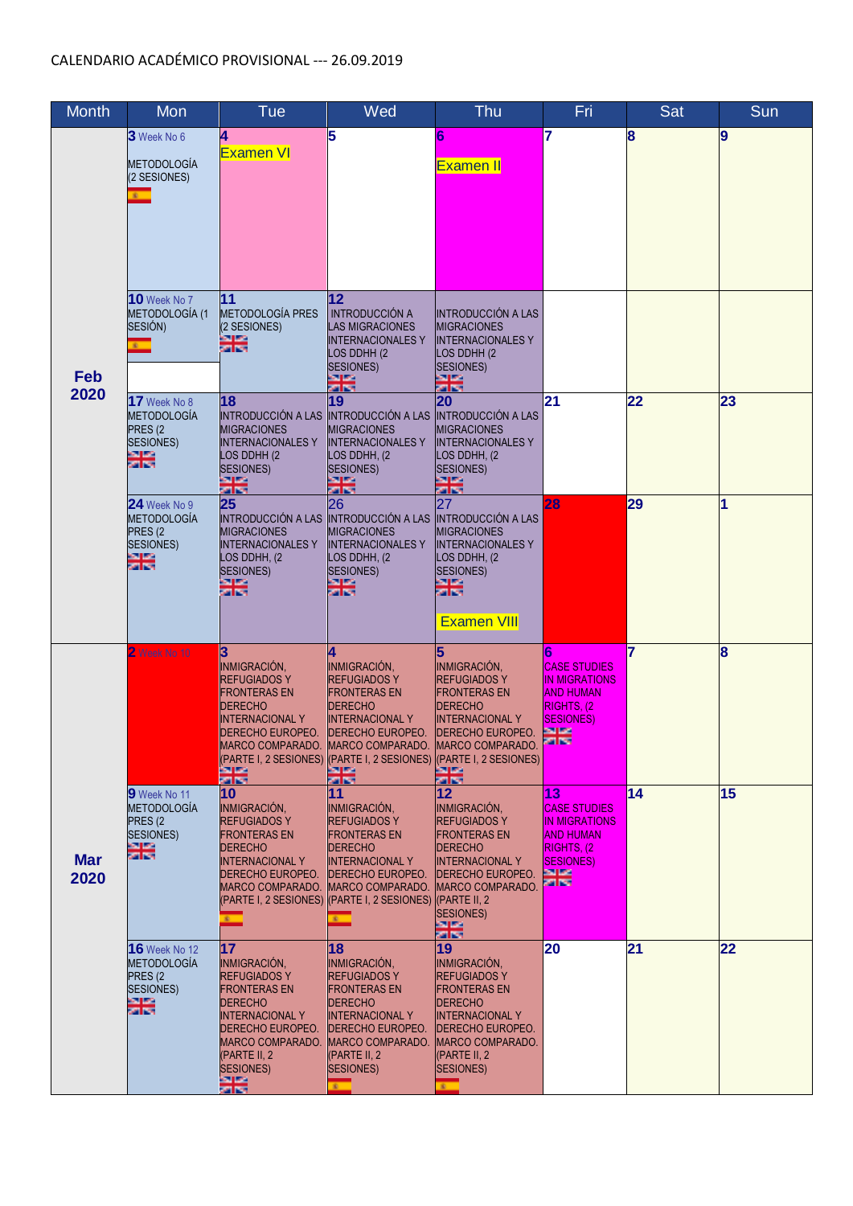CALENDARIO ACADÉMICO PROVISIONAL --- 26.09.2019

| Month | Mon | Tue | Wed | Thu | Fri | Sat | Sun |
|---|---|---|---|---|---|---|---|
| Feb 2020 | 3 Week No 6 METODOLOGÍA (2 SESIONES) | 4 Examen VI | 5 | 6 Examen II | 7 | 8 | 9 |
| | 10 Week No 7 METODOLOGÍA (1 SESIÓN) | 11 METODOLOGÍA PRES (2 SESIONES) | 12 INTRODUCCIÓN A LAS MIGRACIONES INTERNACIONALES Y LOS DDHH (2 SESIONES) | INTRODUCCIÓN A LAS MIGRACIONES INTERNACIONALES Y LOS DDHH (2 SESIONES) | | | |
| | 17 Week No 8 METODOLOGÍA PRES (2 SESIONES) | 18 INTRODUCCIÓN A LAS MIGRACIONES INTERNACIONALES Y LOS DDHH (2 SESIONES) | 19 INTRODUCCIÓN A LAS MIGRACIONES INTERNACIONALES Y LOS DDHH, (2 SESIONES) | 20 INTRODUCCIÓN A LAS MIGRACIONES INTERNACIONALES Y LOS DDHH, (2 SESIONES) | 21 | 22 | 23 |
| | 24 Week No 9 METODOLOGÍA PRES (2 SESIONES) | 25 INTRODUCCIÓN A LAS MIGRACIONES INTERNACIONALES Y LOS DDHH, (2 SESIONES) | 26 INTRODUCCIÓN A LAS MIGRACIONES INTERNACIONALES Y LOS DDHH, (2 SESIONES) | 27 INTRODUCCIÓN A LAS MIGRACIONES INTERNACIONALES Y LOS DDHH, (2 SESIONES) Examen VIII | 28 | 29 | 1 |
| Mar 2020 | 2 Week No 10 | 3 INMIGRACIÓN, REFUGIADOS Y FRONTERAS EN DERECHO INTERNACIONAL Y DERECHO EUROPEO. MARCO COMPARADO. (PARTE I, 2 SESIONES) | 4 INMIGRACIÓN, REFUGIADOS Y FRONTERAS EN DERECHO INTERNACIONAL Y DERECHO EUROPEO. MARCO COMPARADO. (PARTE I, 2 SESIONES) | 5 INMIGRACIÓN, REFUGIADOS Y FRONTERAS EN DERECHO INTERNACIONAL Y DERECHO EUROPEO. MARCO COMPARADO. (PARTE I, 2 SESIONES) | 6 CASE STUDIES IN MIGRATIONS AND HUMAN RIGHTS, (2 SESIONES) | 7 | 8 |
| | 9 Week No 11 METODOLOGÍA PRES (2 SESIONES) | 10 INMIGRACIÓN, REFUGIADOS Y FRONTERAS EN DERECHO INTERNACIONAL Y DERECHO EUROPEO. MARCO COMPARADO. (PARTE I, 2 SESIONES) | 11 INMIGRACIÓN, REFUGIADOS Y FRONTERAS EN DERECHO INTERNACIONAL Y DERECHO EUROPEO. MARCO COMPARADO. (PARTE I, 2 SESIONES) | 12 INMIGRACIÓN, REFUGIADOS Y FRONTERAS EN DERECHO INTERNACIONAL Y DERECHO EUROPEO. MARCO COMPARADO. (PARTE II, 2 SESIONES) | 13 CASE STUDIES IN MIGRATIONS AND HUMAN RIGHTS, (2 SESIONES) | 14 | 15 |
| | 16 Week No 12 METODOLOGÍA PRES (2 SESIONES) | 17 INMIGRACIÓN, REFUGIADOS Y FRONTERAS EN DERECHO INTERNACIONAL Y DERECHO EUROPEO. MARCO COMPARADO. (PARTE II, 2 SESIONES) | 18 INMIGRACIÓN, REFUGIADOS Y FRONTERAS EN DERECHO INTERNACIONAL Y DERECHO EUROPEO. MARCO COMPARADO. (PARTE II, 2 SESIONES) | 19 INMIGRACIÓN, REFUGIADOS Y FRONTERAS EN DERECHO INTERNACIONAL Y DERECHO EUROPEO. MARCO COMPARADO. (PARTE II, 2 SESIONES) | 20 | 21 | 22 |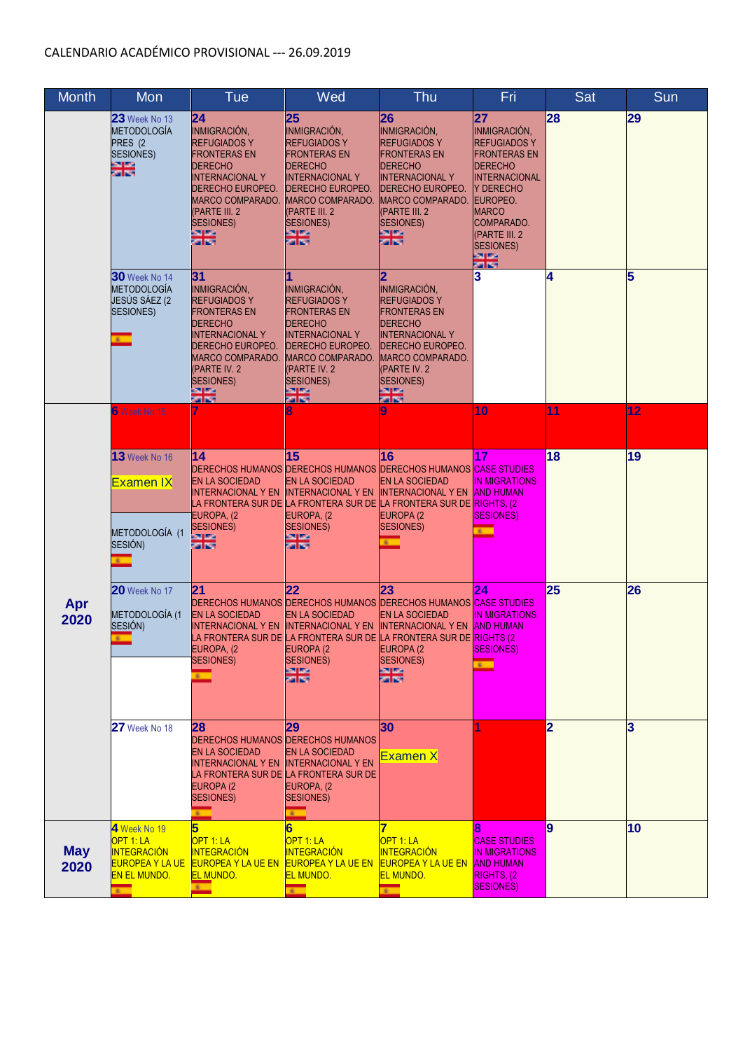CALENDARIO ACADÉMICO PROVISIONAL --- 26.09.2019

| Month | Mon | Tue | Wed | Thu | Fri | Sat | Sun |
|---|---|---|---|---|---|---|---|
| | **23** Week No 13 METODOLOGÍA PRES (2 SESIONES) | **24** INMIGRACIÓN, REFUGIADOS Y FRONTERAS EN DERECHO INTERNACIONAL Y DERECHO EUROPEO. MARCO COMPARADO. (PARTE III. 2 SESIONES) | **25** INMIGRACIÓN, REFUGIADOS Y FRONTERAS EN DERECHO INTERNACIONAL Y DERECHO EUROPEO. MARCO COMPARADO. (PARTE III. 2 SESIONES) | **26** INMIGRACIÓN, REFUGIADOS Y FRONTERAS EN DERECHO INTERNACIONAL Y DERECHO EUROPEO. MARCO COMPARADO. (PARTE III. 2 SESIONES) | **27** INMIGRACIÓN, REFUGIADOS Y FRONTERAS EN DERECHO INTERNACIONAL Y DERECHO EUROPEO. MARCO COMPARADO. (PARTE III. 2 SESIONES) | **28** | **29** |
| | **30** Week No 14 METODOLOGÍA JESÚS SÁEZ (2 SESIONES) | **31** INMIGRACIÓN, REFUGIADOS Y FRONTERAS EN DERECHO INTERNACIONAL Y DERECHO EUROPEO. MARCO COMPARADO. (PARTE IV. 2 SESIONES) | **1** INMIGRACIÓN, REFUGIADOS Y FRONTERAS EN DERECHO INTERNACIONAL Y DERECHO EUROPEO. MARCO COMPARADO. (PARTE IV. 2 SESIONES) | **2** INMIGRACIÓN, REFUGIADOS Y FRONTERAS EN DERECHO INTERNACIONAL Y DERECHO EUROPEO. MARCO COMPARADO. (PARTE IV. 2 SESIONES) | **3** | **4** | **5** |
| **Apr 2020** | **6** Week No 15 | **7** | **8** | **9** | **10** | **11** | **12** |
| | **13** Week No 16 Examen IX METODOLOGÍA (1 SESIÓN) | **14** DERECHOS HUMANOS EN LA SOCIEDAD INTERNACIONAL Y EN LA FRONTERA SUR DE EUROPA, (2 SESIONES) | **15** DERECHOS HUMANOS EN LA SOCIEDAD INTERNACIONAL Y EN LA FRONTERA SUR DE EUROPA, (2 SESIONES) | **16** DERECHOS HUMANOS EN LA SOCIEDAD INTERNACIONAL Y EN LA FRONTERA SUR DE EUROPA (2 SESIONES) | **17** CASE STUDIES IN MIGRATIONS AND HUMAN RIGHTS. (2 SESIONES) | **18** | **19** |
| | **20** Week No 17 METODOLOGÍA (1 SESIÓN) | **21** DERECHOS HUMANOS EN LA SOCIEDAD INTERNACIONAL Y EN LA FRONTERA SUR DE EUROPA, (2 SESIONES) | **22** DERECHOS HUMANOS EN LA SOCIEDAD INTERNACIONAL Y EN LA FRONTERA SUR DE EUROPA (2 SESIONES) | **23** DERECHOS HUMANOS EN LA SOCIEDAD INTERNACIONAL Y EN LA FRONTERA SUR DE EUROPA (2 SESIONES) | **24** CASE STUDIES IN MIGRATIONS AND HUMAN RIGHTS (2 SESIONES) | **25** | **26** |
| | **27** Week No 18 | **28** DERECHOS HUMANOS EN LA SOCIEDAD INTERNACIONAL Y EN LA FRONTERA SUR DE EUROPA (2 SESIONES) | **29** DERECHOS HUMANOS EN LA SOCIEDAD INTERNACIONAL Y EN LA FRONTERA SUR DE EUROPA, (2 SESIONES) | **30** Examen X | **1** | **2** | **3** |
| **May 2020** | **4** Week No 19 OPT 1: LA INTEGRACIÓN EUROPEA Y LA UE EN EL MUNDO. | **5** OPT 1: LA INTEGRACIÓN EUROPEA Y LA UE EN EL MUNDO. | **6** OPT 1: LA INTEGRACIÓN EUROPEA Y LA UE EN EL MUNDO. | **7** OPT 1: LA INTEGRACIÓN EUROPEA Y LA UE EN EL MUNDO. | **8** CASE STUDIES IN MIGRATIONS AND HUMAN RIGHTS, (2 SESIONES) | **9** | **10** |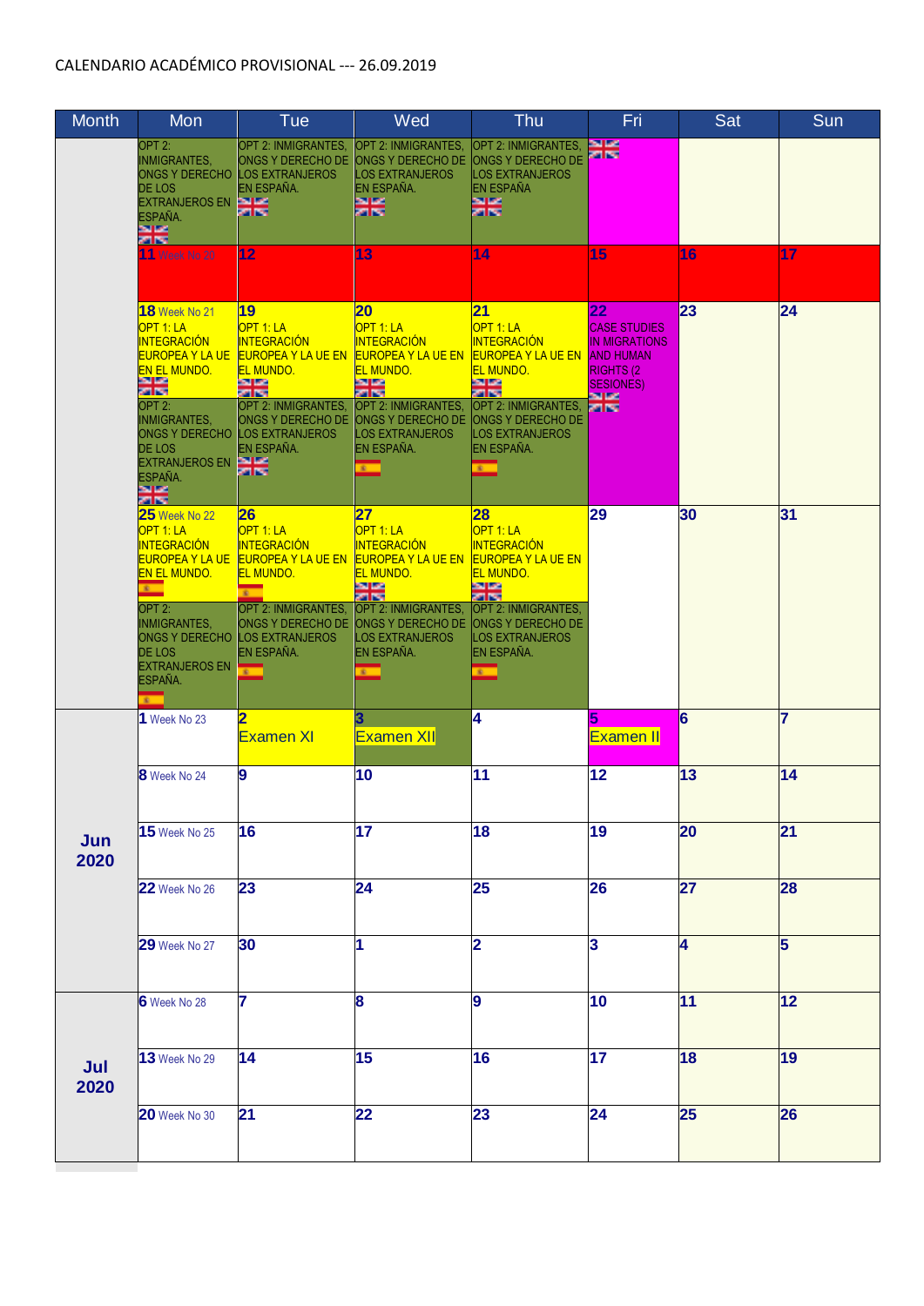CALENDARIO ACADÉMICO PROVISIONAL --- 26.09.2019

| Month | Mon | Tue | Wed | Thu | Fri | Sat | Sun |
|---|---|---|---|---|---|---|---|
| | OPT 2: INMIGRANTES, ONGS Y DERECHO DE LOS EXTRANJEROS EN ESPAÑA. | OPT 2: INMIGRANTES, ONGS Y DERECHO DE LOS EXTRANJEROS EN ESPAÑA. | OPT 2: INMIGRANTES, ONGS Y DERECHO DE LOS EXTRANJEROS EN ESPAÑA. | OPT 2: INMIGRANTES, ONGS Y DERECHO DE LOS EXTRANJEROS EN ESPAÑA | | | |
| | **11** Week No 20 | **12** | **13** | **14** | **15** | **16** | **17** |
| | **18** Week No 21 OPT 1: LA INTEGRACIÓN EUROPEA Y LA UE EN EL MUNDO. OPT 2: INMIGRANTES, ONGS Y DERECHO DE LOS EXTRANJEROS EN ESPAÑA. | **19** OPT 1: LA INTEGRACIÓN EUROPEA Y LA UE EN EL MUNDO. OPT 2: INMIGRANTES, ONGS Y DERECHO DE LOS EXTRANJEROS EN ESPAÑA. | **20** OPT 1: LA INTEGRACIÓN EUROPEA Y LA UE EN EL MUNDO. OPT 2: INMIGRANTES, ONGS Y DERECHO DE LOS EXTRANJEROS EN ESPAÑA. | **21** OPT 1: LA INTEGRACIÓN EUROPEA Y LA UE EN EL MUNDO. OPT 2: INMIGRANTES, ONGS Y DERECHO DE LOS EXTRANJEROS EN ESPAÑA. | **22** CASE STUDIES IN MIGRATIONS AND HUMAN RIGHTS (2 SESIONES) | **23** | **24** |
| | **25** Week No 22 OPT 1: LA INTEGRACIÓN EUROPEA Y LA UE EN EL MUNDO. OPT 2: INMIGRANTES, ONGS Y DERECHO DE LOS EXTRANJEROS EN ESPAÑA. | **26** OPT 1: LA INTEGRACIÓN EUROPEA Y LA UE EN EL MUNDO. OPT 2: INMIGRANTES, ONGS Y DERECHO DE LOS EXTRANJEROS EN ESPAÑA. | **27** OPT 1: LA INTEGRACIÓN EUROPEA Y LA UE EN EL MUNDO. OPT 2: INMIGRANTES, ONGS Y DERECHO DE LOS EXTRANJEROS EN ESPAÑA. | **28** OPT 1: LA INTEGRACIÓN EUROPEA Y LA UE EN EL MUNDO. OPT 2: INMIGRANTES, ONGS Y DERECHO DE LOS EXTRANJEROS EN ESPAÑA. | **29** | **30** | **31** |
| **Jun 2020** | **1** Week No 23 | **2** Examen XI | **3** Examen XII | **4** | **5** Examen II | **6** | **7** |
| | **8** Week No 24 | **9** | **10** | **11** | **12** | **13** | **14** |
| | **15** Week No 25 | **16** | **17** | **18** | **19** | **20** | **21** |
| | **22** Week No 26 | **23** | **24** | **25** | **26** | **27** | **28** |
| | **29** Week No 27 | **30** | **1** | **2** | **3** | **4** | **5** |
| **Jul 2020** | **6** Week No 28 | **7** | **8** | **9** | **10** | **11** | **12** |
| | **13** Week No 29 | **14** | **15** | **16** | **17** | **18** | **19** |
| | **20** Week No 30 | **21** | **22** | **23** | **24** | **25** | **26** |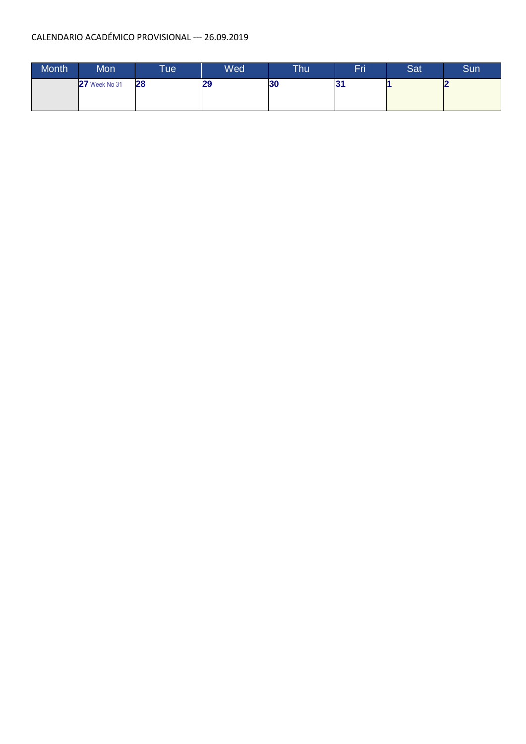CALENDARIO ACADÉMICO PROVISIONAL --- 26.09.2019

| Month | Mon | Tue | Wed | Thu | Fri | Sat | Sun |
|---|---|---|---|---|---|---|---|
| | **27** Week No 31 | **28** | **29** | **30** | **31** | **1** | **2** |